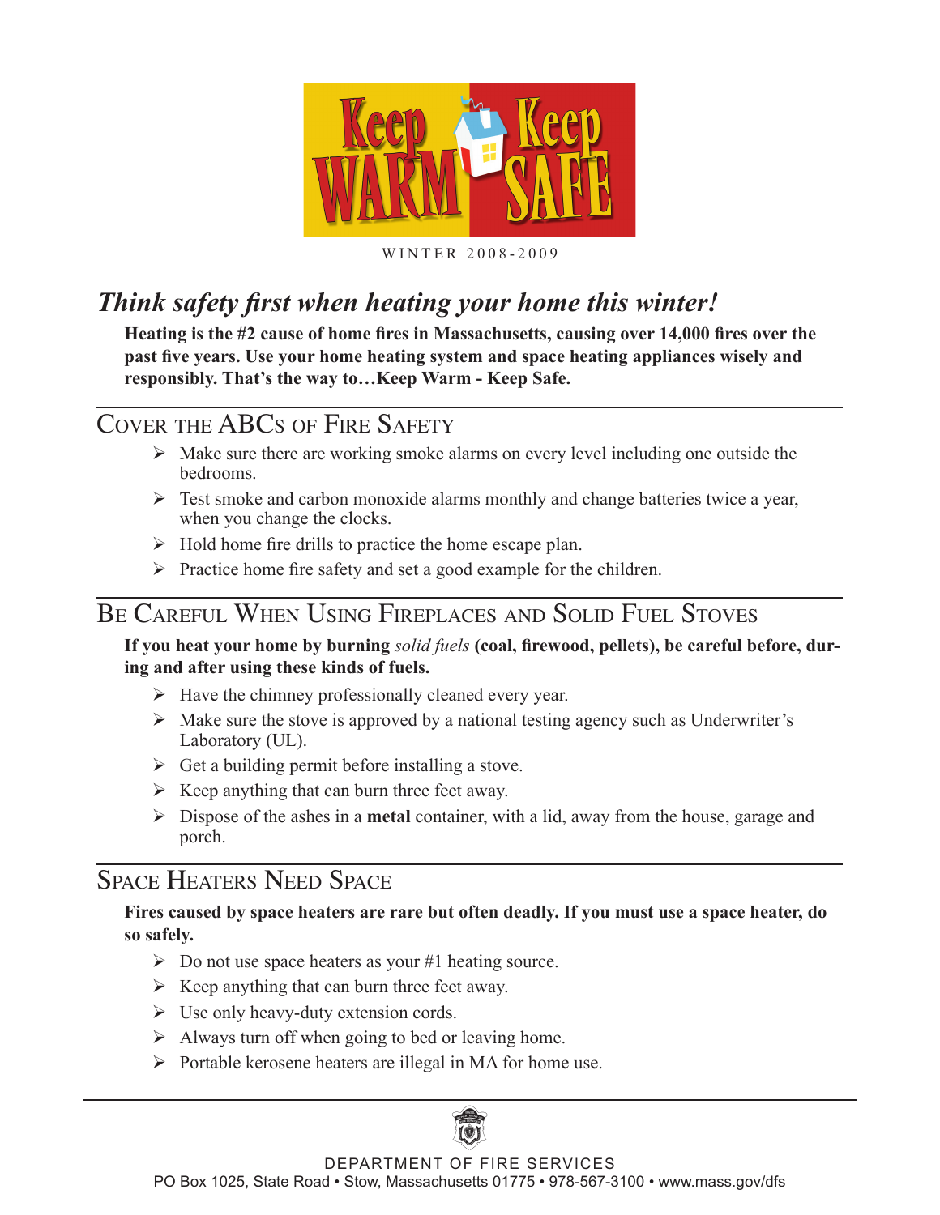# Keep WARM Keep SAFE

WINTER 2008-2009

## *Think safety first when heating your home this winter!*

**Heating is the #2 cause of home fires in Massachusetts, causing over 14,000 fires over the past five years. Use your home heating system and space heating appliances wisely and responsibly. That's the way to…Keep Warm - Keep Safe.**

## Cover the ABCs of Fire Safety

- Make sure there are working smoke alarms on every level including one outside the bedrooms.
- Test smoke and carbon monoxide alarms monthly and change batteries twice a year, when you change the clocks.
- Hold home fire drills to practice the home escape plan.
- Practice home fire safety and set a good example for the children.

## Be Careful When Using Fireplaces and Solid Fuel Stoves

**If you heat your home by burning *solid fuels* (coal, firewood, pellets), be careful before, during and after using these kinds of fuels.**

- Have the chimney professionally cleaned every year.
- Make sure the stove is approved by a national testing agency such as Underwriter's Laboratory (UL).
- Get a building permit before installing a stove.
- Keep anything that can burn three feet away.
- Dispose of the ashes in a **metal** container, with a lid, away from the house, garage and porch.

## Space Heaters Need Space

**Fires caused by space heaters are rare but often deadly. If you must use a space heater, do so safely.**

- Do not use space heaters as your #1 heating source.
- Keep anything that can burn three feet away.
- Use only heavy-duty extension cords.
- Always turn off when going to bed or leaving home.
- Portable kerosene heaters are illegal in MA for home use.

DEPARTMENT OF FIRE SERVICES
PO Box 1025, State Road • Stow, Massachusetts 01775 • 978-567-3100 • www.mass.gov/dfs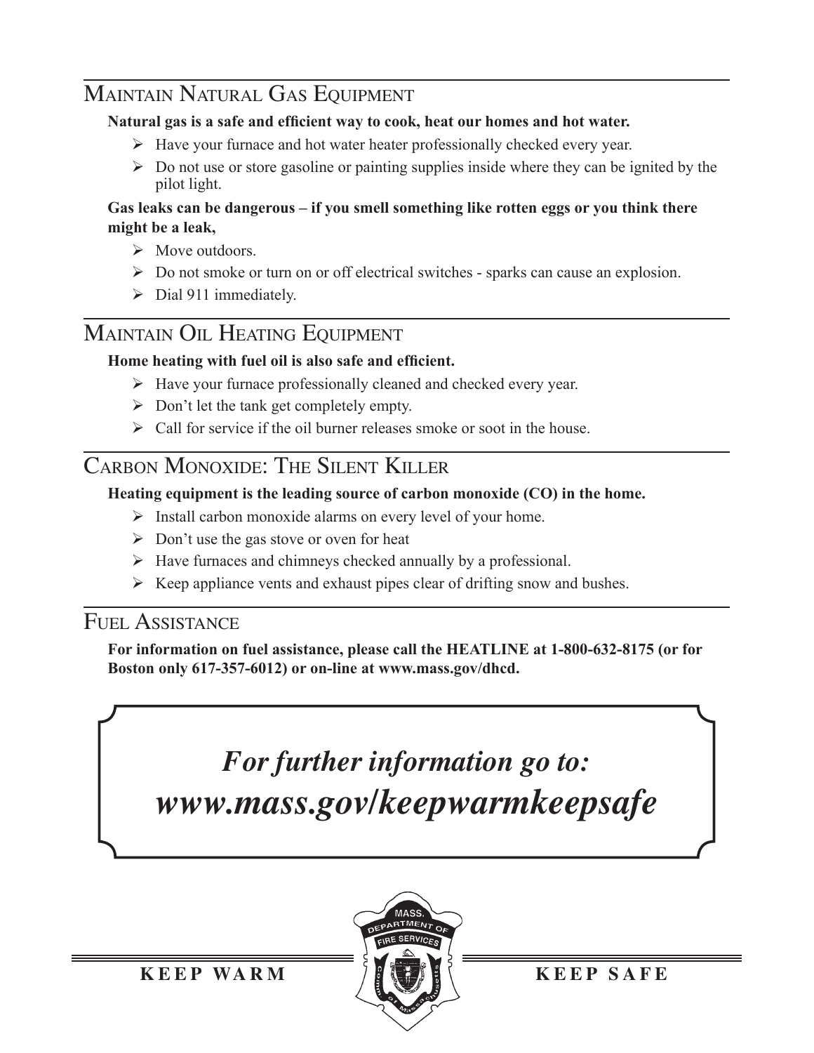## Maintain Natural Gas Equipment

**Natural gas is a safe and efficient way to cook, heat our homes and hot water.**

- Have your furnace and hot water heater professionally checked every year.
- Do not use or store gasoline or painting supplies inside where they can be ignited by the pilot light.

**Gas leaks can be dangerous – if you smell something like rotten eggs or you think there might be a leak,**

- Move outdoors.
- Do not smoke or turn on or off electrical switches - sparks can cause an explosion.
- Dial 911 immediately.

## Maintain Oil Heating Equipment

**Home heating with fuel oil is also safe and efficient.**

- Have your furnace professionally cleaned and checked every year.
- Don't let the tank get completely empty.
- Call for service if the oil burner releases smoke or soot in the house.

## Carbon Monoxide: The Silent Killer

**Heating equipment is the leading source of carbon monoxide (CO) in the home.**

- Install carbon monoxide alarms on every level of your home.
- Don't use the gas stove or oven for heat
- Have furnaces and chimneys checked annually by a professional.
- Keep appliance vents and exhaust pipes clear of drifting snow and bushes.

## Fuel Assistance

**For information on fuel assistance, please call the HEATLINE at 1-800-632-8175 (or for Boston only 617-357-6012) or on-line at www.mass.gov/dhcd.**

***For further information go to:***
***www.mass.gov/keepwarmkeepsafe***

**KEEP WARM** MASS. DEPARTMENT OF FIRE SERVICES **KEEP SAFE**